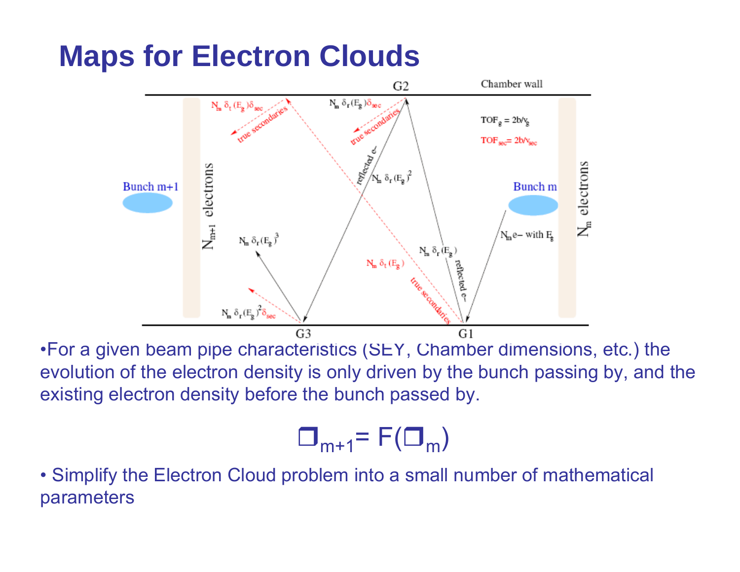# Maps for Electron Clouds

- For a given beam pipe characteristics (SEY, Chamber dimensions, etc.) the evolution of the electron density is only driven by the bunch passing by, and the existing electron density before the bunch passed by.

$$\rho_{m+1} = F(\rho_m)$$

- Simplify the Electron Cloud problem into a small number of mathematical parameters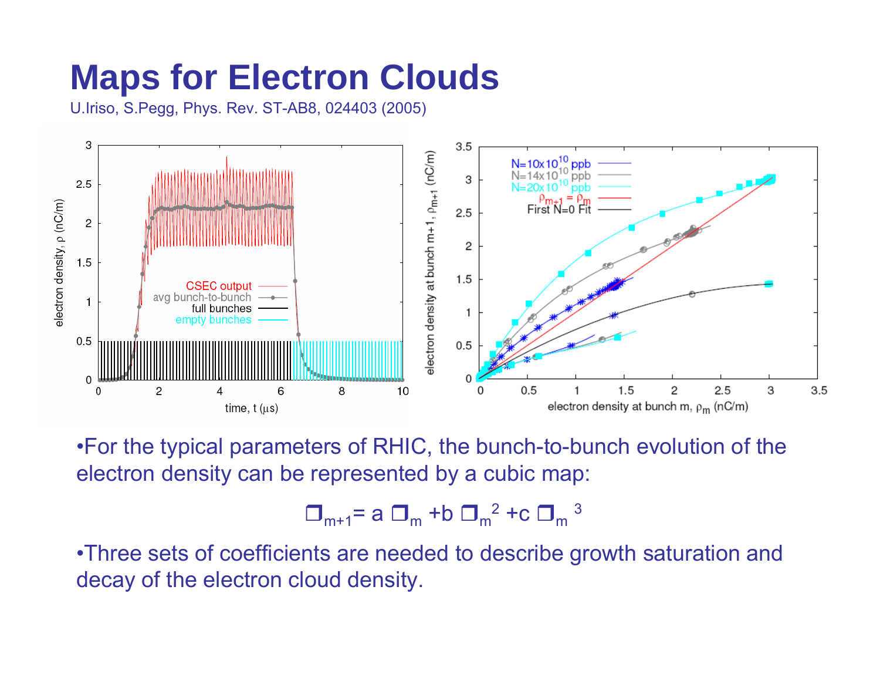# Maps for Electron Clouds

U.Iriso, S.Pegg, Phys. Rev. ST-AB8, 024403 (2005)

- For the typical parameters of RHIC, the bunch-to-bunch evolution of the electron density can be represented by a cubic map:

$$\rho_{m+1} = a\,\rho_m + b\,\rho_m^2 + c\,\rho_m^3$$

- Three sets of coefficients are needed to describe growth saturation and decay of the electron cloud density.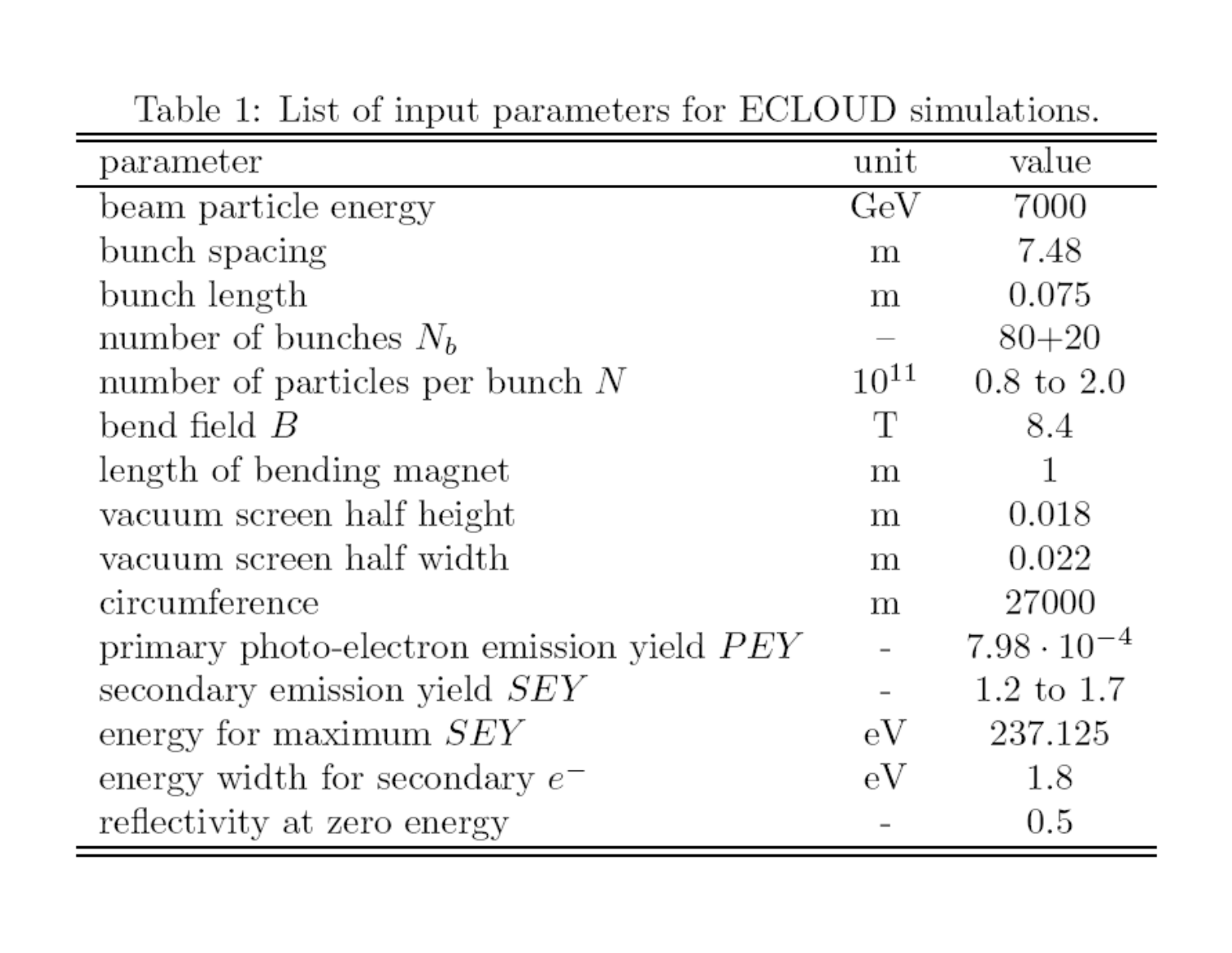Table 1: List of input parameters for ECLOUD simulations.

| parameter | unit | value |
|---|---|---|
| beam particle energy | GeV | 7000 |
| bunch spacing | m | 7.48 |
| bunch length | m | 0.075 |
| number of bunches $N_b$ | – | 80+20 |
| number of particles per bunch $N$ | $10^{11}$ | 0.8 to 2.0 |
| bend field $B$ | T | 8.4 |
| length of bending magnet | m | 1 |
| vacuum screen half height | m | 0.018 |
| vacuum screen half width | m | 0.022 |
| circumference | m | 27000 |
| primary photo-electron emission yield $PEY$ | - | $7.98 \cdot 10^{-4}$ |
| secondary emission yield $SEY$ | - | 1.2 to 1.7 |
| energy for maximum $SEY$ | eV | 237.125 |
| energy width for secondary $e^-$ | eV | 1.8 |
| reflectivity at zero energy | - | 0.5 |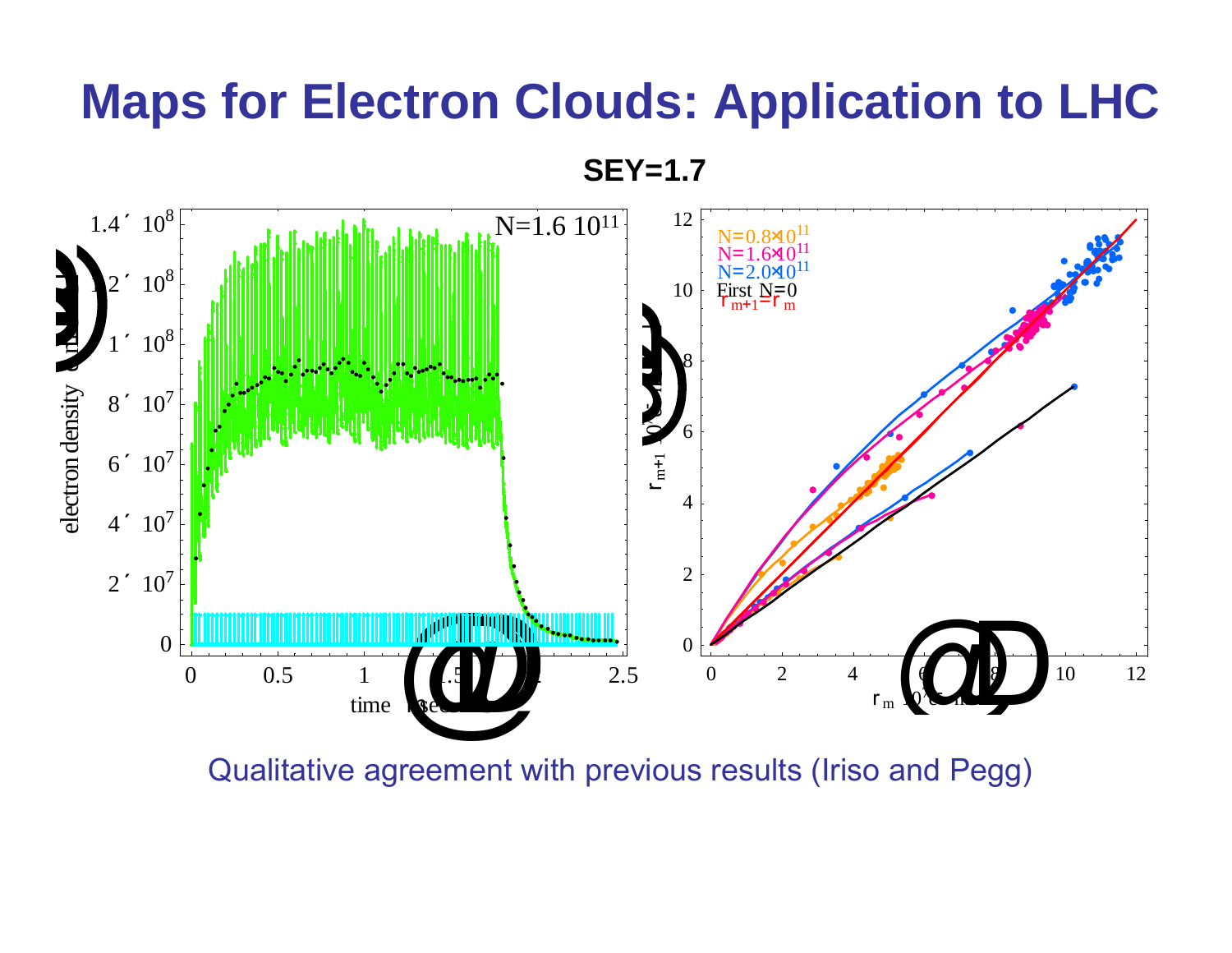# Maps for Electron Clouds: Application to LHC

**SEY=1.7**

Qualitative agreement with previous results (Iriso and Pegg)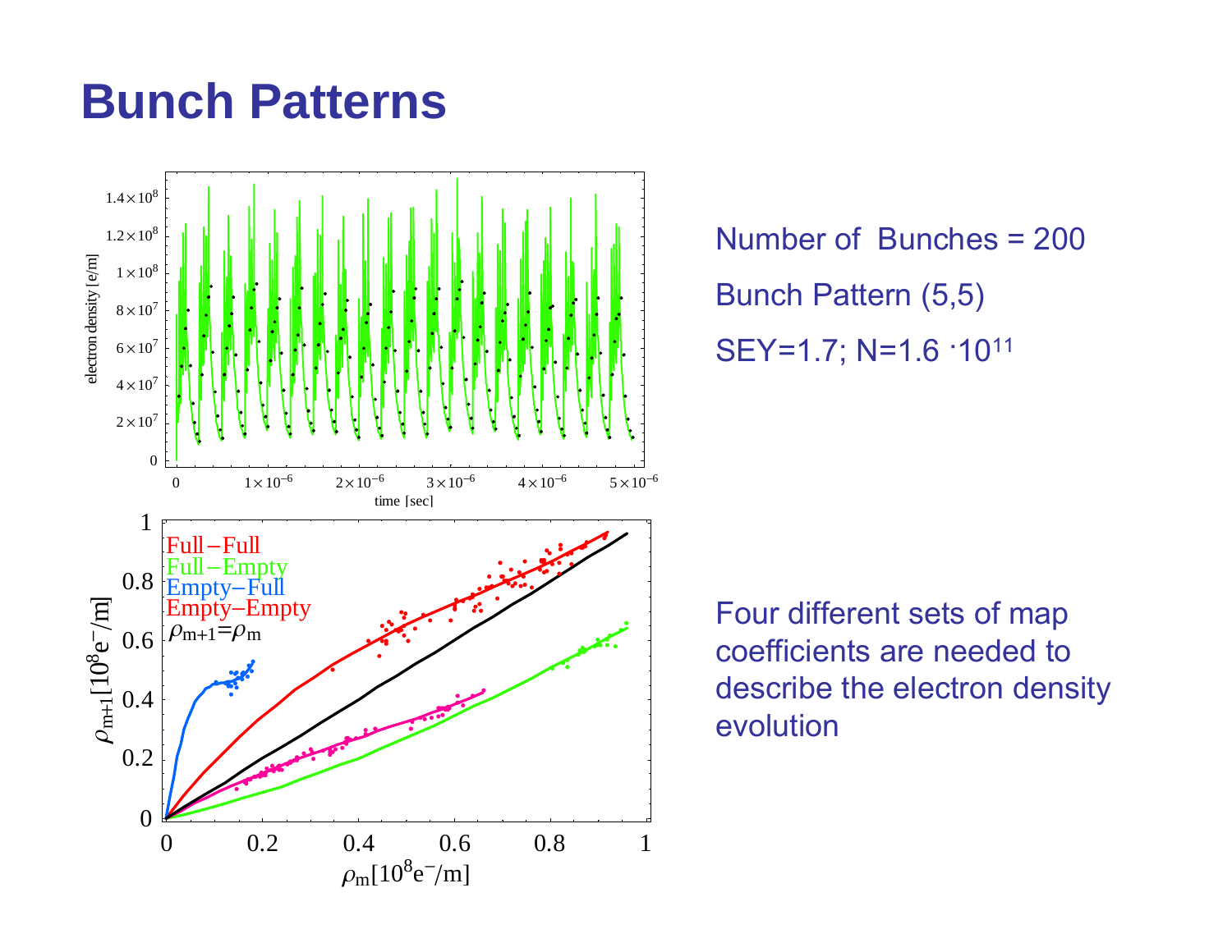# Bunch Patterns

Number of Bunches = 200

Bunch Pattern (5,5)

SEY=1.7; N=1.6 $\cdot 10^{11}$

Four different sets of map coefficients are needed to describe the electron density evolution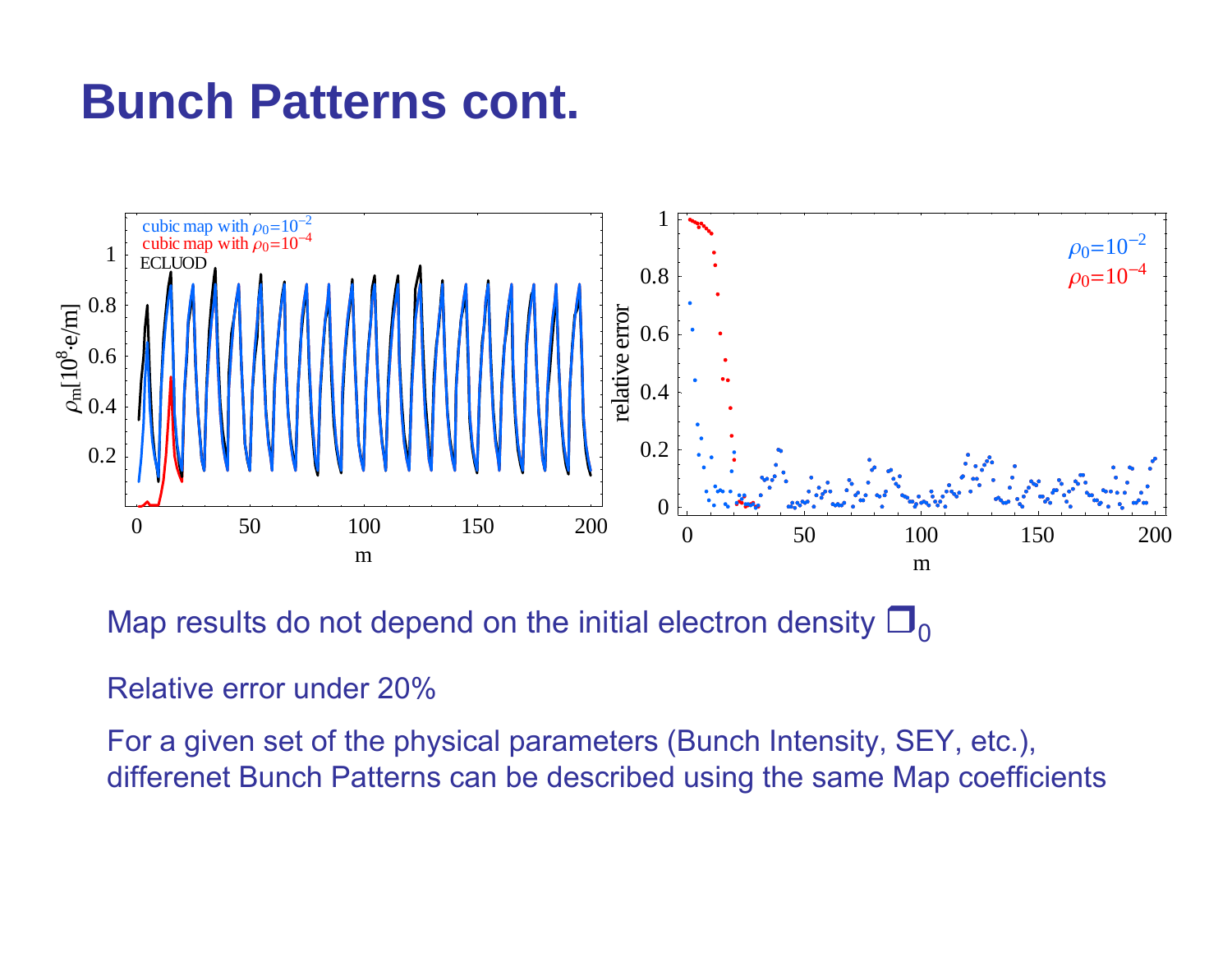# Bunch Patterns cont.

Map results do not depend on the initial electron density $\rho_0$

Relative error under 20%

For a given set of the physical parameters (Bunch Intensity, SEY, etc.), differenet Bunch Patterns can be described using the same Map coefficients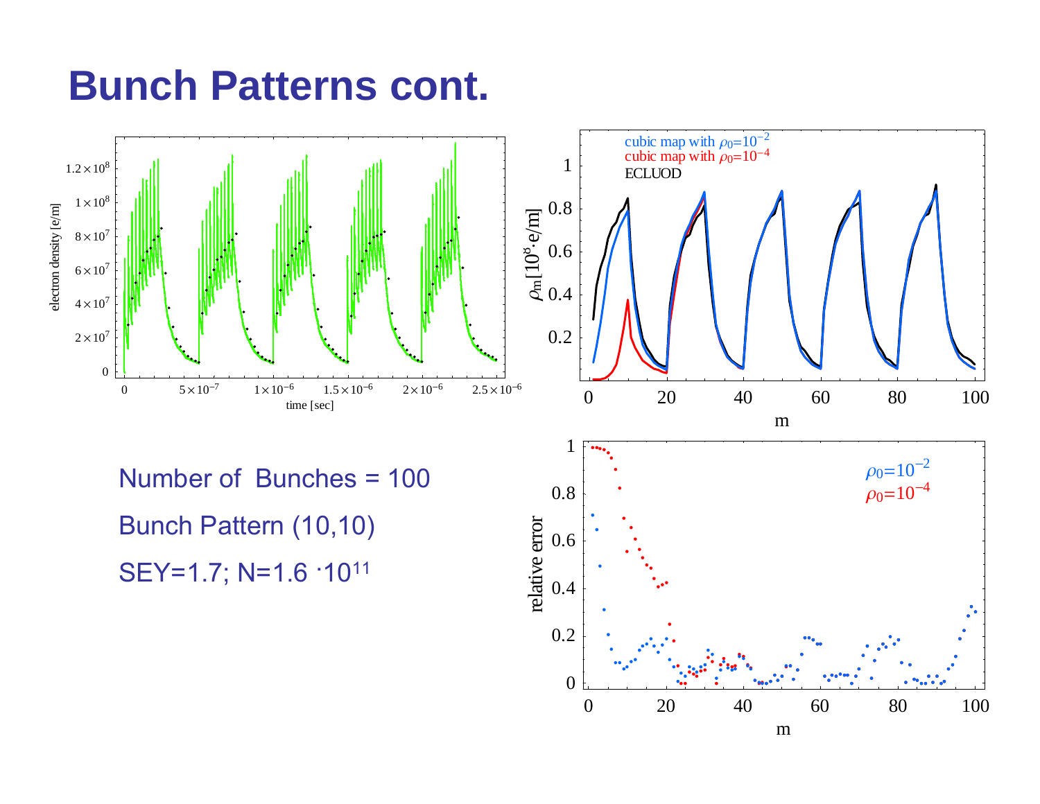# Bunch Patterns cont.

Number of Bunches = 100

Bunch Pattern (10,10)

SEY=1.7; N=1.6 $\cdot 10^{11}$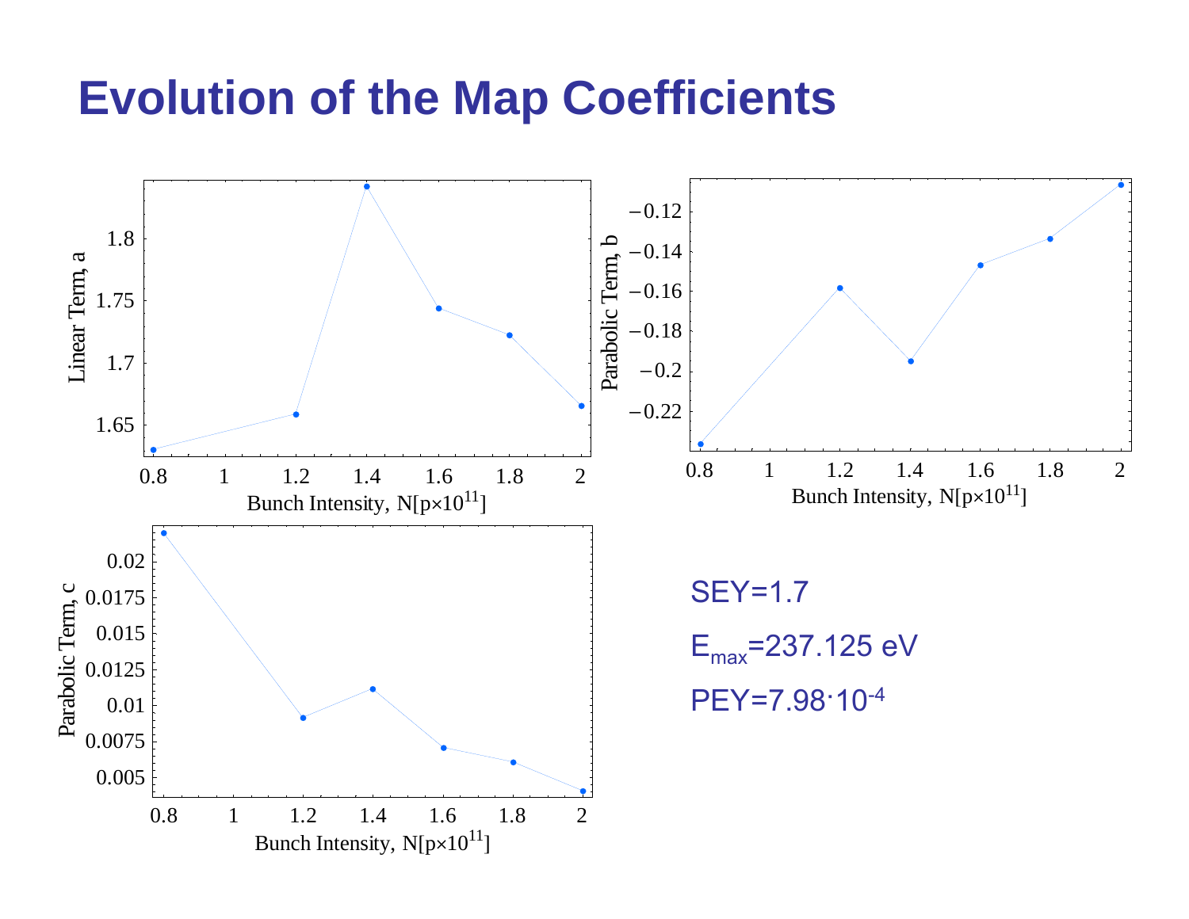# Evolution of the Map Coefficients

SEY=1.7

$E_{max}$=237.125 eV

PEY=7.98·$10^{-4}$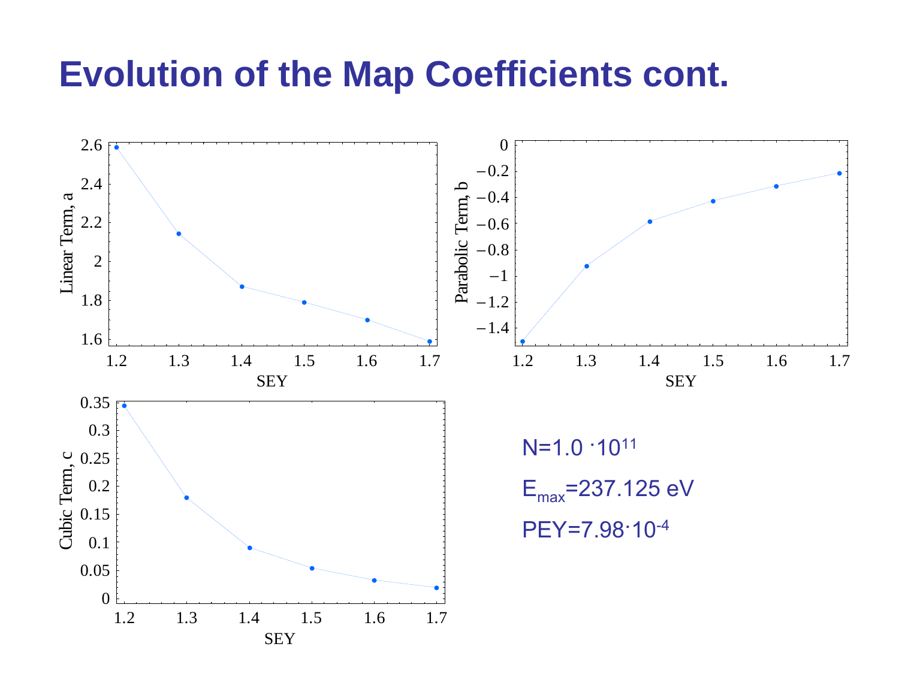# Evolution of the Map Coefficients cont.

$N=1.0 \cdot 10^{11}$

$E_{max}=237.125$ eV

$PEY=7.98 \cdot 10^{-4}$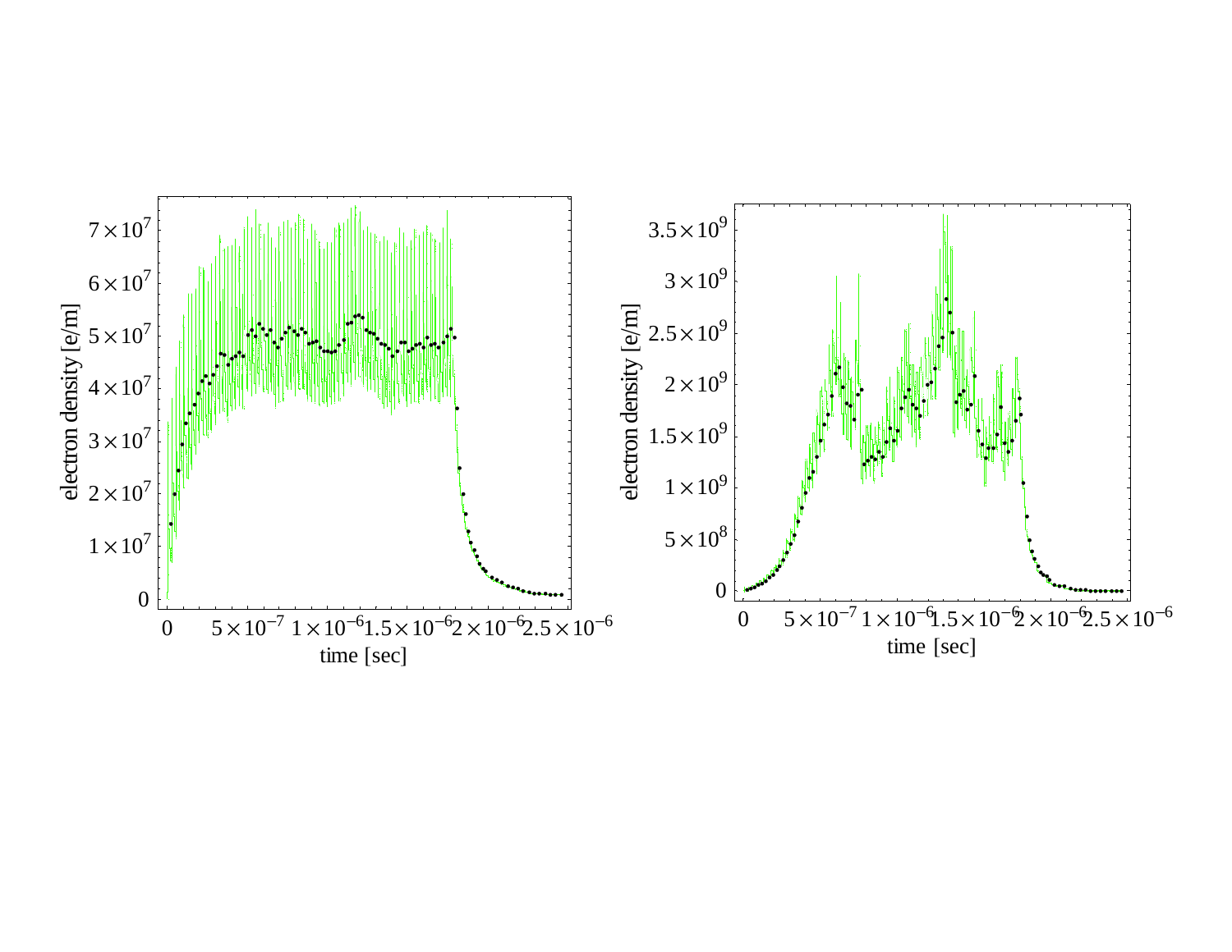electron density [e/m]

$7\times10^{7}$

$6\times10^{7}$

$5\times10^{7}$

$4\times10^{7}$

$3\times10^{7}$

$2\times10^{7}$

$1\times10^{7}$

0

0 $5\times10^{-7}$ $1\times10^{-6}$ $1.5\times10^{-6}$ $2\times10^{-6}$ $2.5\times10^{-6}$

time [sec]

electron density [e/m]

$3.5\times10^{9}$

$3\times10^{9}$

$2.5\times10^{9}$

$2\times10^{9}$

$1.5\times10^{9}$

$1\times10^{9}$

$5\times10^{8}$

0

0 $5\times10^{-7}$ $1\times10^{-6}$ $1.5\times10^{-6}$ $2\times10^{-6}$ $2.5\times10^{-6}$

time [sec]